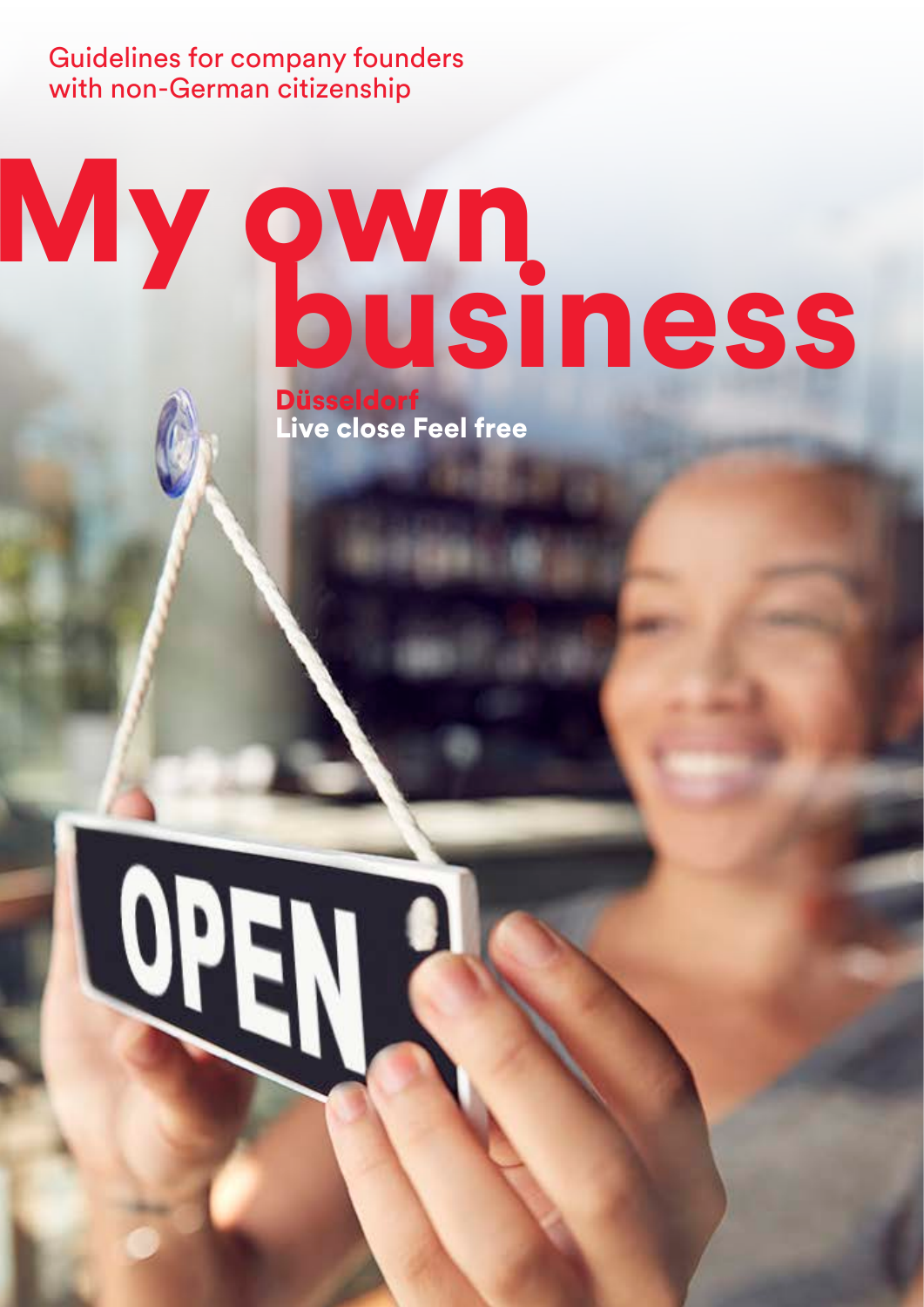Guidelines for company founders with non-German citizenship

# My own business

**Düsseldorf**
**Live close Feel free**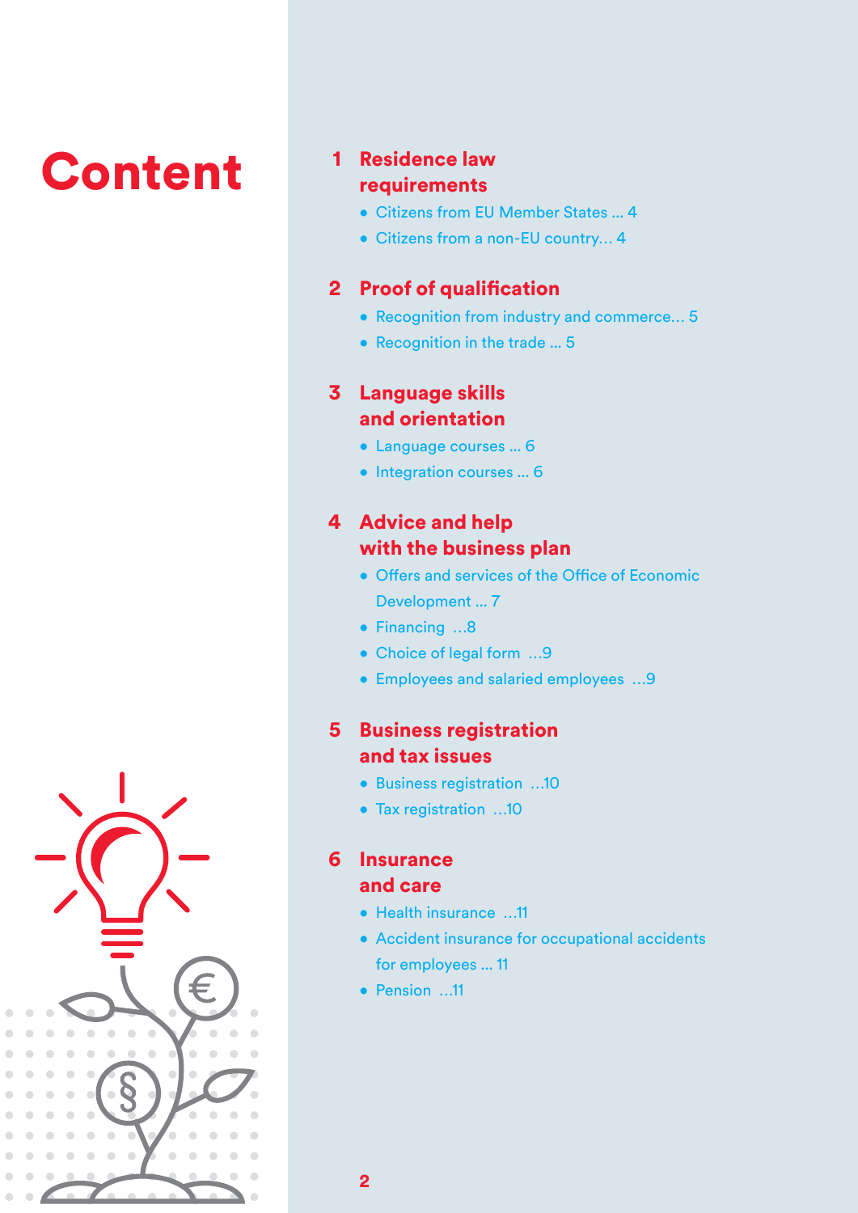# Content

## 1 Residence law requirements

- Citizens from EU Member States ... 4
- Citizens from a non-EU country... 4

## 2 Proof of qualification

- Recognition from industry and commerce... 5
- Recognition in the trade ... 5

## 3 Language skills and orientation

- Language courses ... 6
- Integration courses ... 6

## 4 Advice and help with the business plan

- Offers and services of the Office of Economic Development ... 7
- Financing ...8
- Choice of legal form ...9
- Employees and salaried employees ...9

## 5 Business registration and tax issues

- Business registration ...10
- Tax registration ...10

## 6 Insurance and care

- Health insurance ...11
- Accident insurance for occupational accidents for employees ... 11
- Pension ...11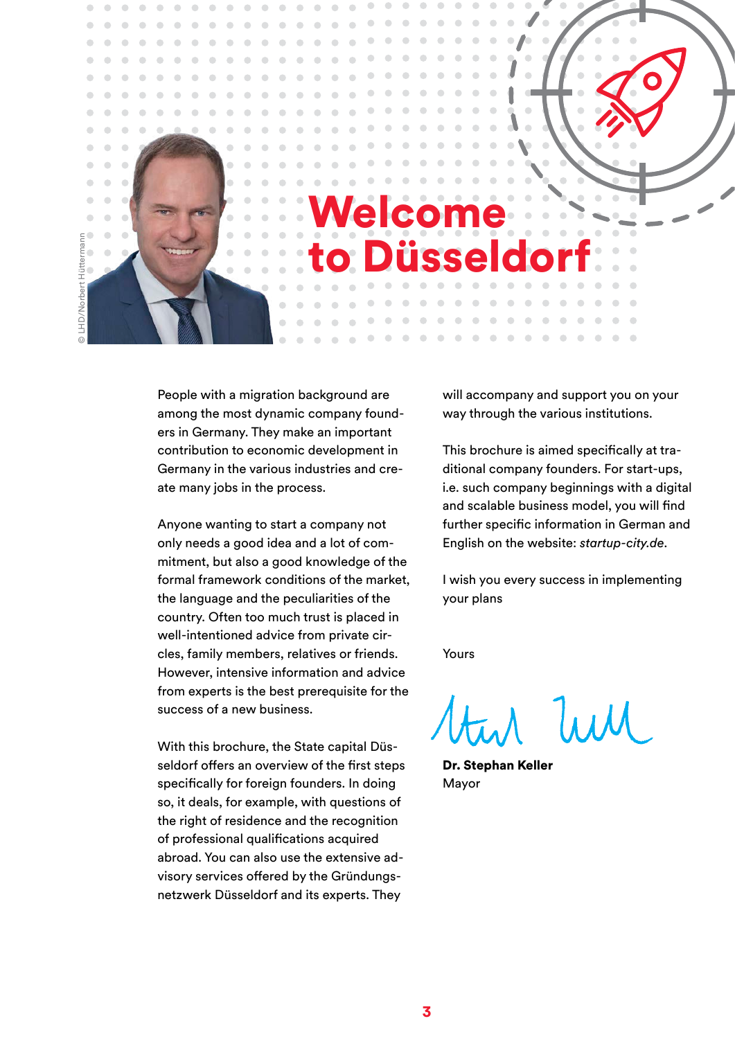# Welcome to Düsseldorf

© LHD/Norbert Hüttermann

People with a migration background are among the most dynamic company founders in Germany. They make an important contribution to economic development in Germany in the various industries and create many jobs in the process.

Anyone wanting to start a company not only needs a good idea and a lot of commitment, but also a good knowledge of the formal framework conditions of the market, the language and the peculiarities of the country. Often too much trust is placed in well-intentioned advice from private circles, family members, relatives or friends. However, intensive information and advice from experts is the best prerequisite for the success of a new business.

With this brochure, the State capital Düsseldorf offers an overview of the first steps specifically for foreign founders. In doing so, it deals, for example, with questions of the right of residence and the recognition of professional qualifications acquired abroad. You can also use the extensive advisory services offered by the Gründungsnetzwerk Düsseldorf and its experts. They will accompany and support you on your way through the various institutions.

This brochure is aimed specifically at traditional company founders. For start-ups, i.e. such company beginnings with a digital and scalable business model, you will find further specific information in German and English on the website: *startup-city.de*.

I wish you every success in implementing your plans

Yours

**Dr. Stephan Keller**
Mayor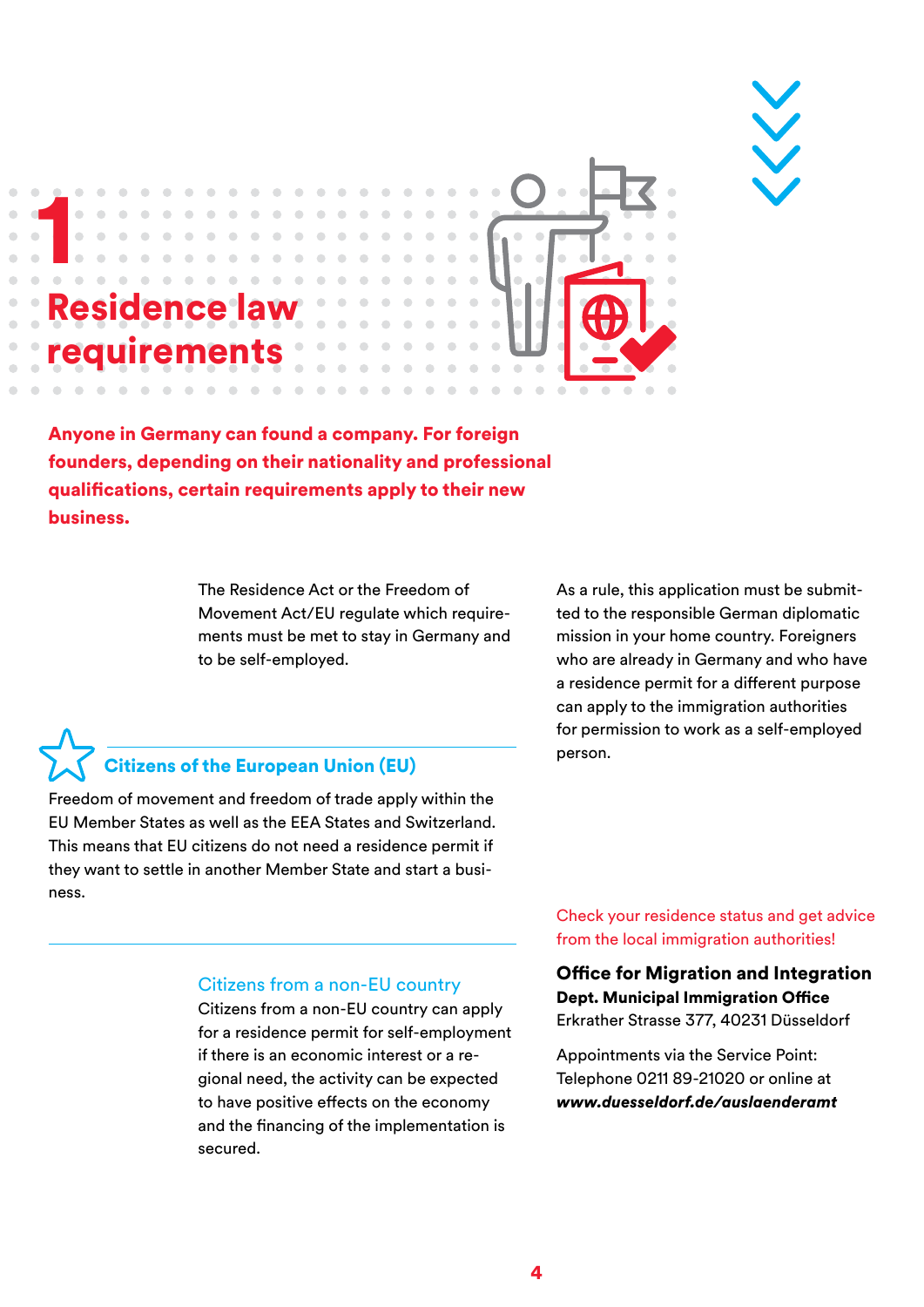# 1 Residence law requirements

**Anyone in Germany can found a company. For foreign founders, depending on their nationality and professional qualifications, certain requirements apply to their new business.**

The Residence Act or the Freedom of Movement Act/EU regulate which requirements must be met to stay in Germany and to be self-employed.

## Citizens of the European Union (EU)

Freedom of movement and freedom of trade apply within the EU Member States as well as the EEA States and Switzerland. This means that EU citizens do not need a residence permit if they want to settle in another Member State and start a business.

### Citizens from a non-EU country

Citizens from a non-EU country can apply for a residence permit for self-employment if there is an economic interest or a regional need, the activity can be expected to have positive effects on the economy and the financing of the implementation is secured.

As a rule, this application must be submitted to the responsible German diplomatic mission in your home country. Foreigners who are already in Germany and who have a residence permit for a different purpose can apply to the immigration authorities for permission to work as a self-employed person.

Check your residence status and get advice from the local immigration authorities!

**Office for Migration and Integration**
**Dept. Municipal Immigration Office**
Erkrather Strasse 377, 40231 Düsseldorf

Appointments via the Service Point:
Telephone 0211 89-21020 or online at
***www.duesseldorf.de/auslaenderamt***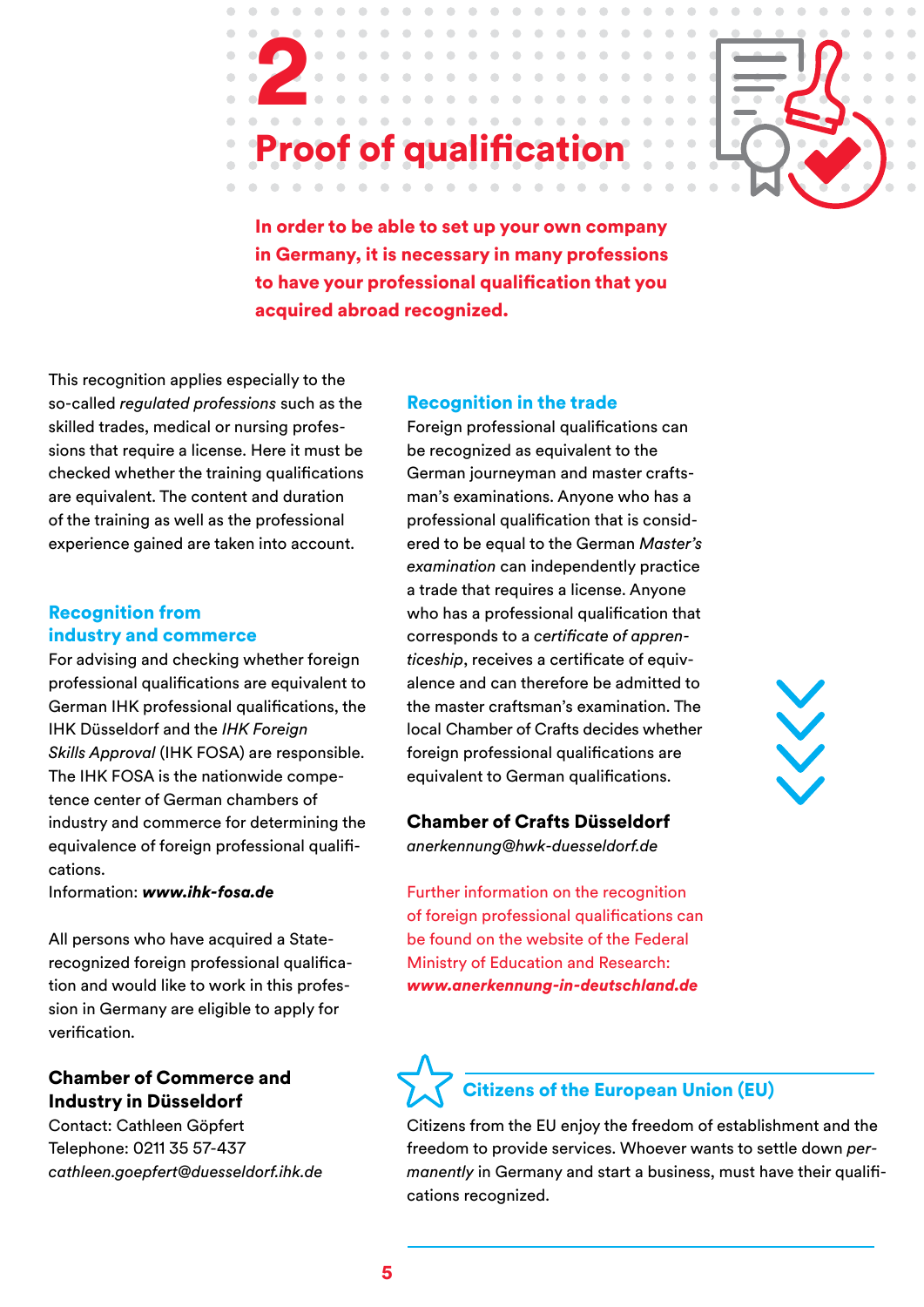# 2 Proof of qualification

**In order to be able to set up your own company in Germany, it is necessary in many professions to have your professional qualification that you acquired abroad recognized.**

This recognition applies especially to the so-called *regulated professions* such as the skilled trades, medical or nursing professions that require a license. Here it must be checked whether the training qualifications are equivalent. The content and duration of the training as well as the professional experience gained are taken into account.

## Recognition from industry and commerce

For advising and checking whether foreign professional qualifications are equivalent to German IHK professional qualifications, the IHK Düsseldorf and the *IHK Foreign Skills Approval* (IHK FOSA) are responsible. The IHK FOSA is the nationwide competence center of German chambers of industry and commerce for determining the equivalence of foreign professional qualifications.
Information: ***www.ihk-fosa.de***

All persons who have acquired a State-recognized foreign professional qualification and would like to work in this profession in Germany are eligible to apply for verification.

**Chamber of Commerce and Industry in Düsseldorf**
Contact: Cathleen Göpfert
Telephone: 0211 35 57-437
*cathleen.goepfert@duesseldorf.ihk.de*

## Recognition in the trade

Foreign professional qualifications can be recognized as equivalent to the German journeyman and master craftsman's examinations. Anyone who has a professional qualification that is considered to be equal to the German *Master's examination* can independently practice a trade that requires a license. Anyone who has a professional qualification that corresponds to a *certificate of apprenticeship*, receives a certificate of equivalence and can therefore be admitted to the master craftsman's examination. The local Chamber of Crafts decides whether foreign professional qualifications are equivalent to German qualifications.

**Chamber of Crafts Düsseldorf**
*anerkennung@hwk-duesseldorf.de*

Further information on the recognition of foreign professional qualifications can be found on the website of the Federal Ministry of Education and Research:
***www.anerkennung-in-deutschland.de***

## Citizens of the European Union (EU)

Citizens from the EU enjoy the freedom of establishment and the freedom to provide services. Whoever wants to settle down *permanently* in Germany and start a business, must have their qualifications recognized.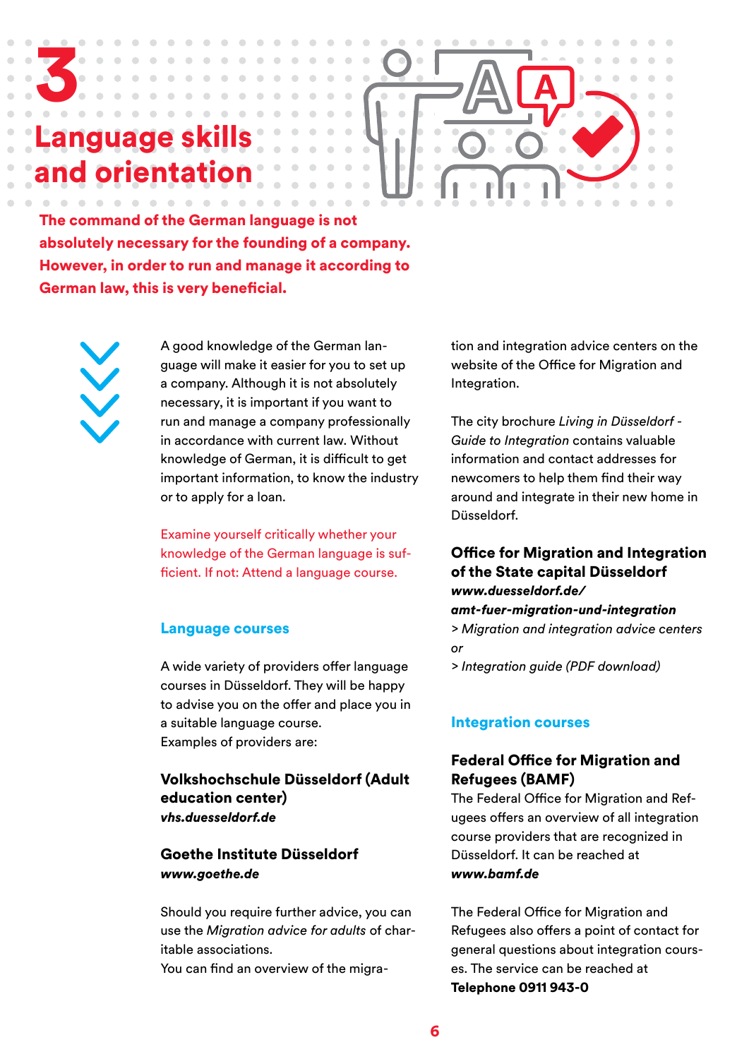# 3 Language skills and orientation

**The command of the German language is not absolutely necessary for the founding of a company. However, in order to run and manage it according to German law, this is very beneficial.**

A good knowledge of the German language will make it easier for you to set up a company. Although it is not absolutely necessary, it is important if you want to run and manage a company professionally in accordance with current law. Without knowledge of German, it is difficult to get important information, to know the industry or to apply for a loan.

Examine yourself critically whether your knowledge of the German language is sufficient. If not: Attend a language course.

## Language courses

A wide variety of providers offer language courses in Düsseldorf. They will be happy to advise you on the offer and place you in a suitable language course.
Examples of providers are:

### Volkshochschule Düsseldorf (Adult education center)

***vhs.duesseldorf.de***

### Goethe Institute Düsseldorf

***www.goethe.de***

Should you require further advice, you can use the *Migration advice for adults* of charitable associations.
You can find an overview of the migration and integration advice centers on the website of the Office for Migration and Integration.

The city brochure *Living in Düsseldorf - Guide to Integration* contains valuable information and contact addresses for newcomers to help them find their way around and integrate in their new home in Düsseldorf.

### Office for Migration and Integration of the State capital Düsseldorf

***www.duesseldorf.de/amt-fuer-migration-und-integration***
*> Migration and integration advice centers*
*or*
*> Integration guide (PDF download)*

## Integration courses

### Federal Office for Migration and Refugees (BAMF)

The Federal Office for Migration and Refugees offers an overview of all integration course providers that are recognized in Düsseldorf. It can be reached at
***www.bamf.de***

The Federal Office for Migration and Refugees also offers a point of contact for general questions about integration courses. The service can be reached at
**Telephone 0911 943-0**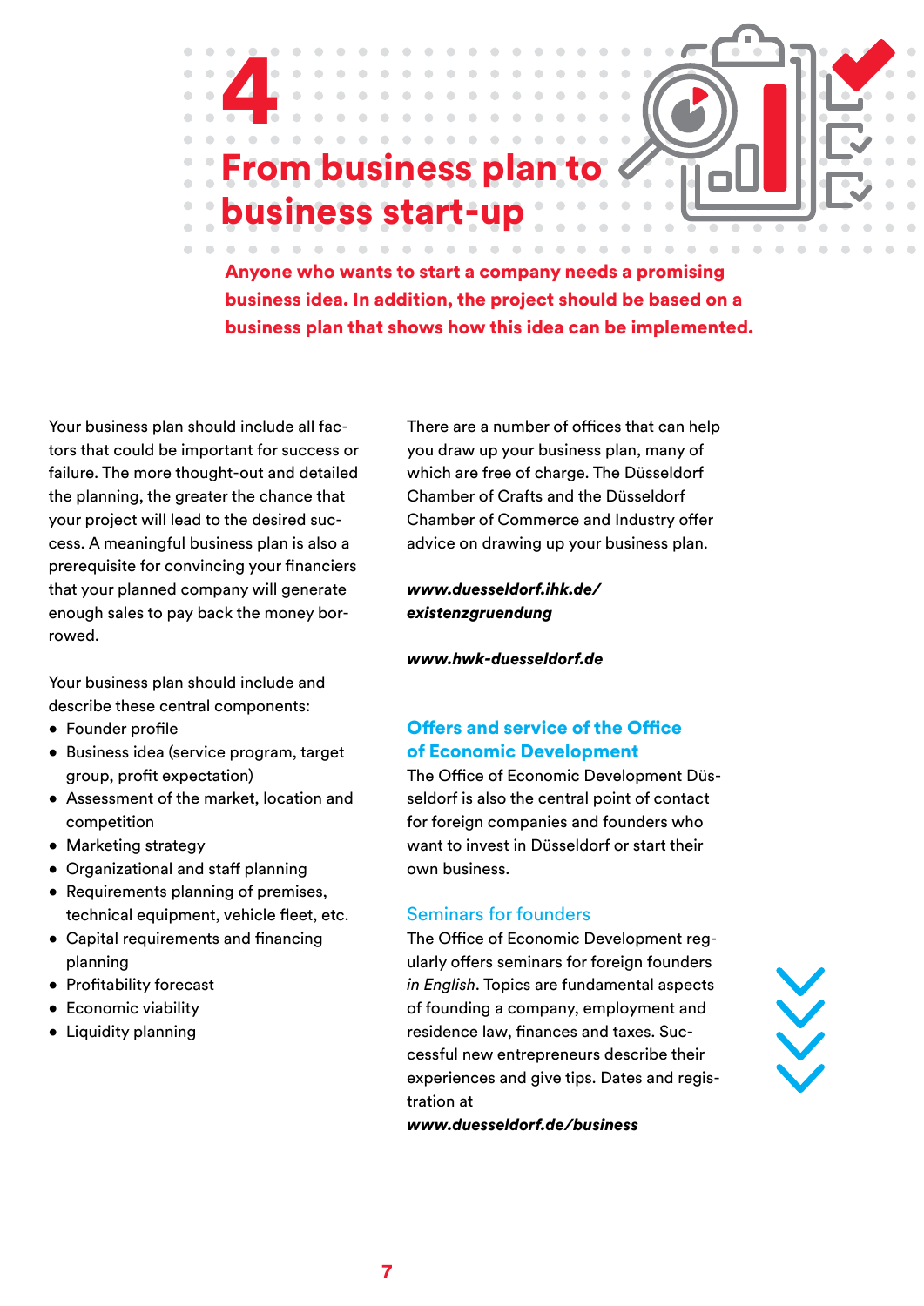# 4 From business plan to business start-up

**Anyone who wants to start a company needs a promising business idea. In addition, the project should be based on a business plan that shows how this idea can be implemented.**

Your business plan should include all factors that could be important for success or failure. The more thought-out and detailed the planning, the greater the chance that your project will lead to the desired success. A meaningful business plan is also a prerequisite for convincing your financiers that your planned company will generate enough sales to pay back the money borrowed.

Your business plan should include and describe these central components:

- Founder profile
- Business idea (service program, target group, profit expectation)
- Assessment of the market, location and competition
- Marketing strategy
- Organizational and staff planning
- Requirements planning of premises, technical equipment, vehicle fleet, etc.
- Capital requirements and financing planning
- Profitability forecast
- Economic viability
- Liquidity planning

There are a number of offices that can help you draw up your business plan, many of which are free of charge. The Düsseldorf Chamber of Crafts and the Düsseldorf Chamber of Commerce and Industry offer advice on drawing up your business plan.

***www.duesseldorf.ihk.de/existenzgruendung***

***www.hwk-duesseldorf.de***

## Offers and service of the Office of Economic Development

The Office of Economic Development Düsseldorf is also the central point of contact for foreign companies and founders who want to invest in Düsseldorf or start their own business.

### Seminars for founders

The Office of Economic Development regularly offers seminars for foreign founders *in English*. Topics are fundamental aspects of founding a company, employment and residence law, finances and taxes. Successful new entrepreneurs describe their experiences and give tips. Dates and registration at

***www.duesseldorf.de/business***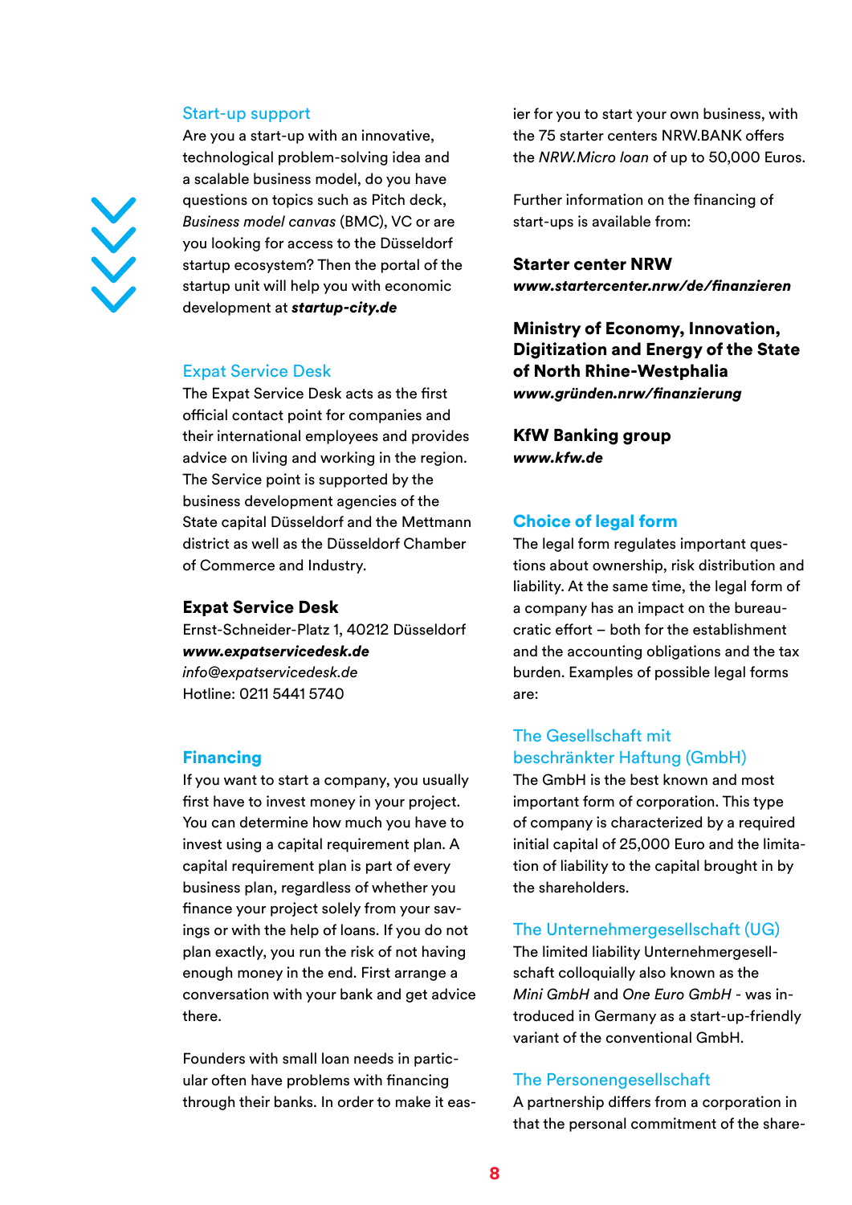## Start-up support

Are you a start-up with an innovative, technological problem-solving idea and a scalable business model, do you have questions on topics such as Pitch deck, *Business model canvas* (BMC), VC or are you looking for access to the Düsseldorf startup ecosystem? Then the portal of the startup unit will help you with economic development at ***startup-city.de***

## Expat Service Desk

The Expat Service Desk acts as the first official contact point for companies and their international employees and provides advice on living and working in the region. The Service point is supported by the business development agencies of the State capital Düsseldorf and the Mettmann district as well as the Düsseldorf Chamber of Commerce and Industry.

**Expat Service Desk**
Ernst-Schneider-Platz 1, 40212 Düsseldorf
***www.expatservicedesk.de***
*info@expatservicedesk.de*
Hotline: 0211 5441 5740

## Financing

If you want to start a company, you usually first have to invest money in your project. You can determine how much you have to invest using a capital requirement plan. A capital requirement plan is part of every business plan, regardless of whether you finance your project solely from your savings or with the help of loans. If you do not plan exactly, you run the risk of not having enough money in the end. First arrange a conversation with your bank and get advice there.

Founders with small loan needs in particular often have problems with financing through their banks. In order to make it easier for you to start your own business, with the 75 starter centers NRW.BANK offers the *NRW.Micro loan* of up to 50,000 Euros.

Further information on the financing of start-ups is available from:

**Starter center NRW**
***www.startercenter.nrw/de/finanzieren***

**Ministry of Economy, Innovation, Digitization and Energy of the State of North Rhine-Westphalia**
***www.gründen.nrw/finanzierung***

**KfW Banking group**
***www.kfw.de***

## Choice of legal form

The legal form regulates important questions about ownership, risk distribution and liability. At the same time, the legal form of a company has an impact on the bureaucratic effort – both for the establishment and the accounting obligations and the tax burden. Examples of possible legal forms are:

### The Gesellschaft mit beschränkter Haftung (GmbH)

The GmbH is the best known and most important form of corporation. This type of company is characterized by a required initial capital of 25,000 Euro and the limitation of liability to the capital brought in by the shareholders.

### The Unternehmergesellschaft (UG)

The limited liability Unternehmergesellschaft colloquially also known as the *Mini GmbH* and *One Euro GmbH* - was introduced in Germany as a start-up-friendly variant of the conventional GmbH.

### The Personengesellschaft

A partnership differs from a corporation in that the personal commitment of the share-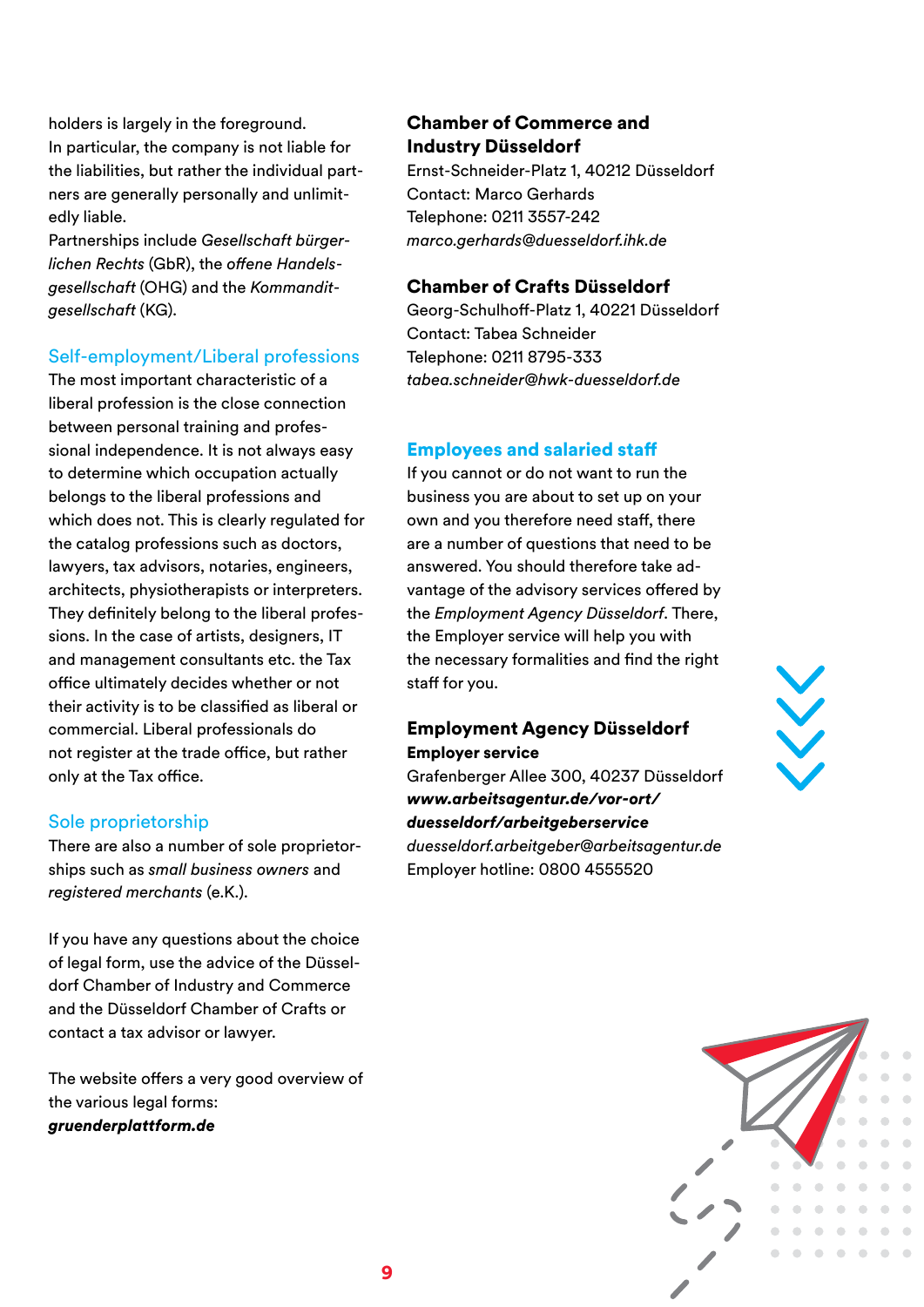holders is largely in the foreground. In particular, the company is not liable for the liabilities, but rather the individual partners are generally personally and unlimitedly liable.
Partnerships include *Gesellschaft bürgerlichen Rechts* (GbR), the *offene Handelsgesellschaft* (OHG) and the *Kommanditgesellschaft* (KG).

## Self-employment/Liberal professions

The most important characteristic of a liberal profession is the close connection between personal training and professional independence. It is not always easy to determine which occupation actually belongs to the liberal professions and which does not. This is clearly regulated for the catalog professions such as doctors, lawyers, tax advisors, notaries, engineers, architects, physiotherapists or interpreters. They definitely belong to the liberal professions. In the case of artists, designers, IT and management consultants etc. the Tax office ultimately decides whether or not their activity is to be classified as liberal or commercial. Liberal professionals do not register at the trade office, but rather only at the Tax office.

## Sole proprietorship

There are also a number of sole proprietorships such as *small business owners* and *registered merchants* (e.K.).

If you have any questions about the choice of legal form, use the advice of the Düsseldorf Chamber of Industry and Commerce and the Düsseldorf Chamber of Crafts or contact a tax advisor or lawyer.

The website offers a very good overview of the various legal forms:
***gruenderplattform.de***

### Chamber of Commerce and Industry Düsseldorf

Ernst-Schneider-Platz 1, 40212 Düsseldorf
Contact: Marco Gerhards
Telephone: 0211 3557-242
*marco.gerhards@duesseldorf.ihk.de*

### Chamber of Crafts Düsseldorf

Georg-Schulhoff-Platz 1, 40221 Düsseldorf
Contact: Tabea Schneider
Telephone: 0211 8795-333
*tabea.schneider@hwk-duesseldorf.de*

## Employees and salaried staff

If you cannot or do not want to run the business you are about to set up on your own and you therefore need staff, there are a number of questions that need to be answered. You should therefore take advantage of the advisory services offered by the *Employment Agency Düsseldorf*. There, the Employer service will help you with the necessary formalities and find the right staff for you.

### Employment Agency Düsseldorf

**Employer service**
Grafenberger Allee 300, 40237 Düsseldorf
***www.arbeitsagentur.de/vor-ort/duesseldorf/arbeitgeberservice***
*duesseldorf.arbeitgeber@arbeitsagentur.de*
Employer hotline: 0800 4555520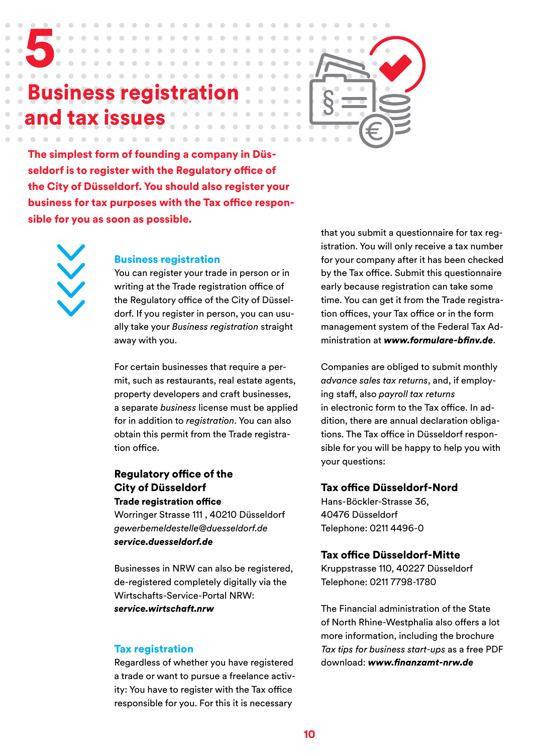# 5 Business registration and tax issues

**The simplest form of founding a company in Düsseldorf is to register with the Regulatory office of the City of Düsseldorf. You should also register your business for tax purposes with the Tax office responsible for you as soon as possible.**

## Business registration

You can register your trade in person or in writing at the Trade registration office of the Regulatory office of the City of Düsseldorf. If you register in person, you can usually take your *Business registration* straight away with you.

For certain businesses that require a permit, such as restaurants, real estate agents, property developers and craft businesses, a separate *business* license must be applied for in addition to *registration*. You can also obtain this permit from the Trade registration office.

### Regulatory office of the City of Düsseldorf

**Trade registration office**
Worringer Strasse 111 , 40210 Düsseldorf
*gewerbemeldestelle@duesseldorf.de*
***service.duesseldorf.de***

Businesses in NRW can also be registered, de-registered completely digitally via the Wirtschafts-Service-Portal NRW:
***service.wirtschaft.nrw***

## Tax registration

Regardless of whether you have registered a trade or want to pursue a freelance activity: You have to register with the Tax office responsible for you. For this it is necessary that you submit a questionnaire for tax registration. You will only receive a tax number for your company after it has been checked by the Tax office. Submit this questionnaire early because registration can take some time. You can get it from the Trade registration offices, your Tax office or in the form management system of the Federal Tax Administration at ***www.formulare-bfinv.de***.

Companies are obliged to submit monthly *advance sales tax returns*, and, if employing staff, also *payroll tax returns* in electronic form to the Tax office. In addition, there are annual declaration obligations. The Tax office in Düsseldorf responsible for you will be happy to help you with your questions:

### Tax office Düsseldorf-Nord

Hans-Böckler-Strasse 36,
40476 Düsseldorf
Telephone: 0211 4496-0

### Tax office Düsseldorf-Mitte

Kruppstrasse 110, 40227 Düsseldorf
Telephone: 0211 7798-1780

The Financial administration of the State of North Rhine-Westphalia also offers a lot more information, including the brochure *Tax tips for business start-ups* as a free PDF download: ***www.finanzamt-nrw.de***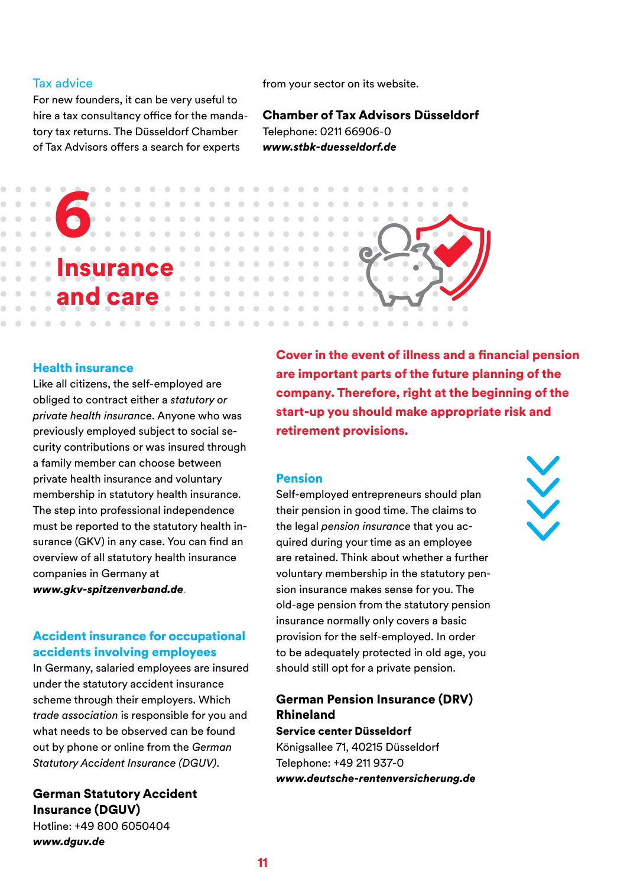### Tax advice

For new founders, it can be very useful to hire a tax consultancy office for the mandatory tax returns. The Düsseldorf Chamber of Tax Advisors offers a search for experts from your sector on its website.

**Chamber of Tax Advisors Düsseldorf**
Telephone: 0211 66906-0
***www.stbk-duesseldorf.de***

# 6 Insurance and care

**Cover in the event of illness and a financial pension are important parts of the future planning of the company. Therefore, right at the beginning of the start-up you should make appropriate risk and retirement provisions.**

### Health insurance

Like all citizens, the self-employed are obliged to contract either a *statutory or private health insurance*. Anyone who was previously employed subject to social security contributions or was insured through a family member can choose between private health insurance and voluntary membership in statutory health insurance. The step into professional independence must be reported to the statutory health insurance (GKV) in any case. You can find an overview of all statutory health insurance companies in Germany at ***www.gkv-spitzenverband.de***.

### Accident insurance for occupational accidents involving employees

In Germany, salaried employees are insured under the statutory accident insurance scheme through their employers. Which *trade association* is responsible for you and what needs to be observed can be found out by phone or online from the *German Statutory Accident Insurance (DGUV)*.

**German Statutory Accident Insurance (DGUV)**
Hotline: +49 800 6050404
***www.dguv.de***

### Pension

Self-employed entrepreneurs should plan their pension in good time. The claims to the legal *pension insurance* that you acquired during your time as an employee are retained. Think about whether a further voluntary membership in the statutory pension insurance makes sense for you. The old-age pension from the statutory pension insurance normally only covers a basic provision for the self-employed. In order to be adequately protected in old age, you should still opt for a private pension.

**German Pension Insurance (DRV) Rhineland**
**Service center Düsseldorf**
Königsallee 71, 40215 Düsseldorf
Telephone: +49 211 937-0
***www.deutsche-rentenversicherung.de***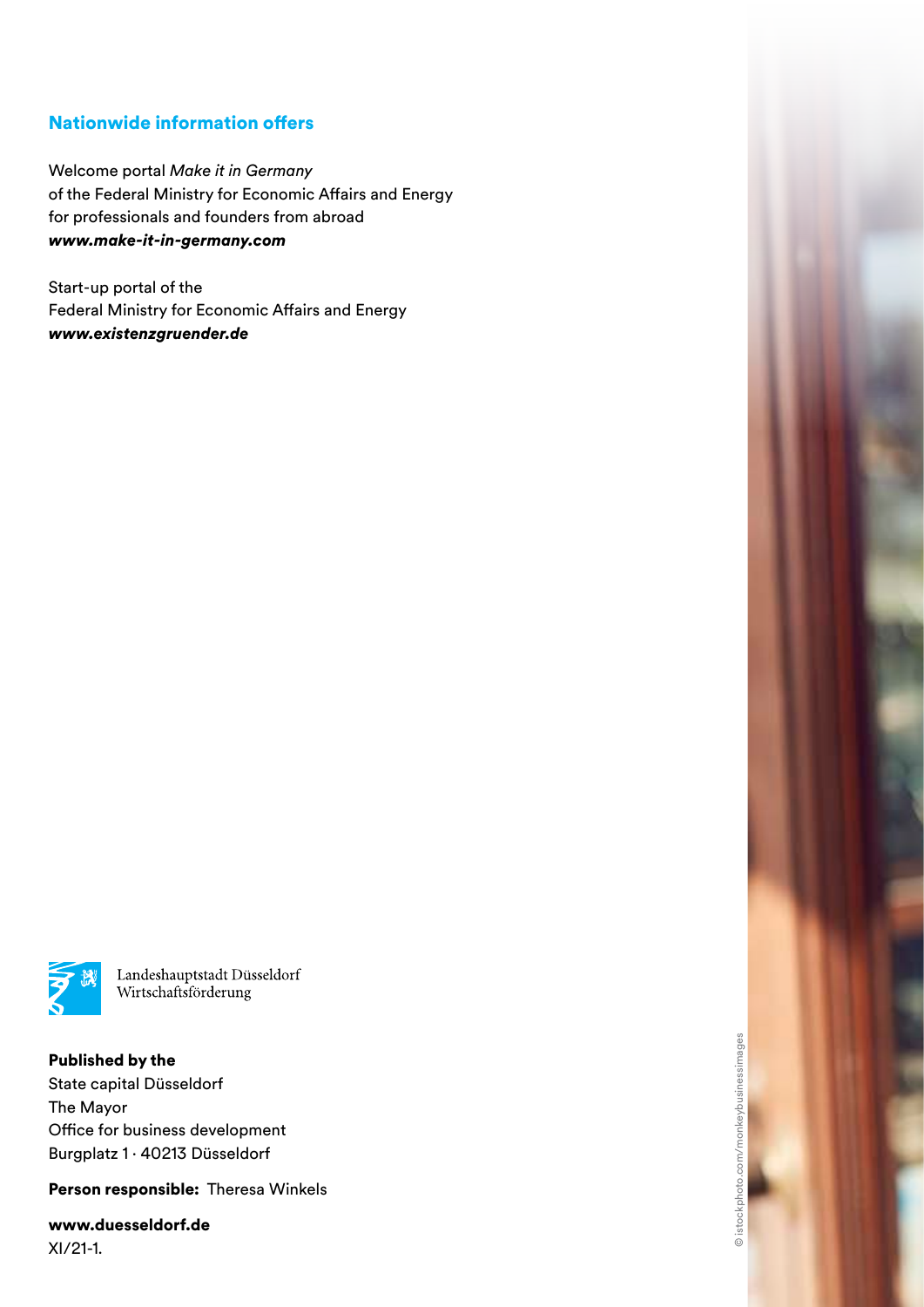## Nationwide information offers

Welcome portal *Make it in Germany*
of the Federal Ministry for Economic Affairs and Energy
for professionals and founders from abroad
***www.make-it-in-germany.com***

Start-up portal of the
Federal Ministry for Economic Affairs and Energy
***www.existenzgruender.de***

Landeshauptstadt Düsseldorf
Wirtschaftsförderung

**Published by the**
State capital Düsseldorf
The Mayor
Office for business development
Burgplatz 1 · 40213 Düsseldorf

**Person responsible:** Theresa Winkels

**www.duesseldorf.de**
XI/21-1.

© istockphoto.com/monkeybusinessimages